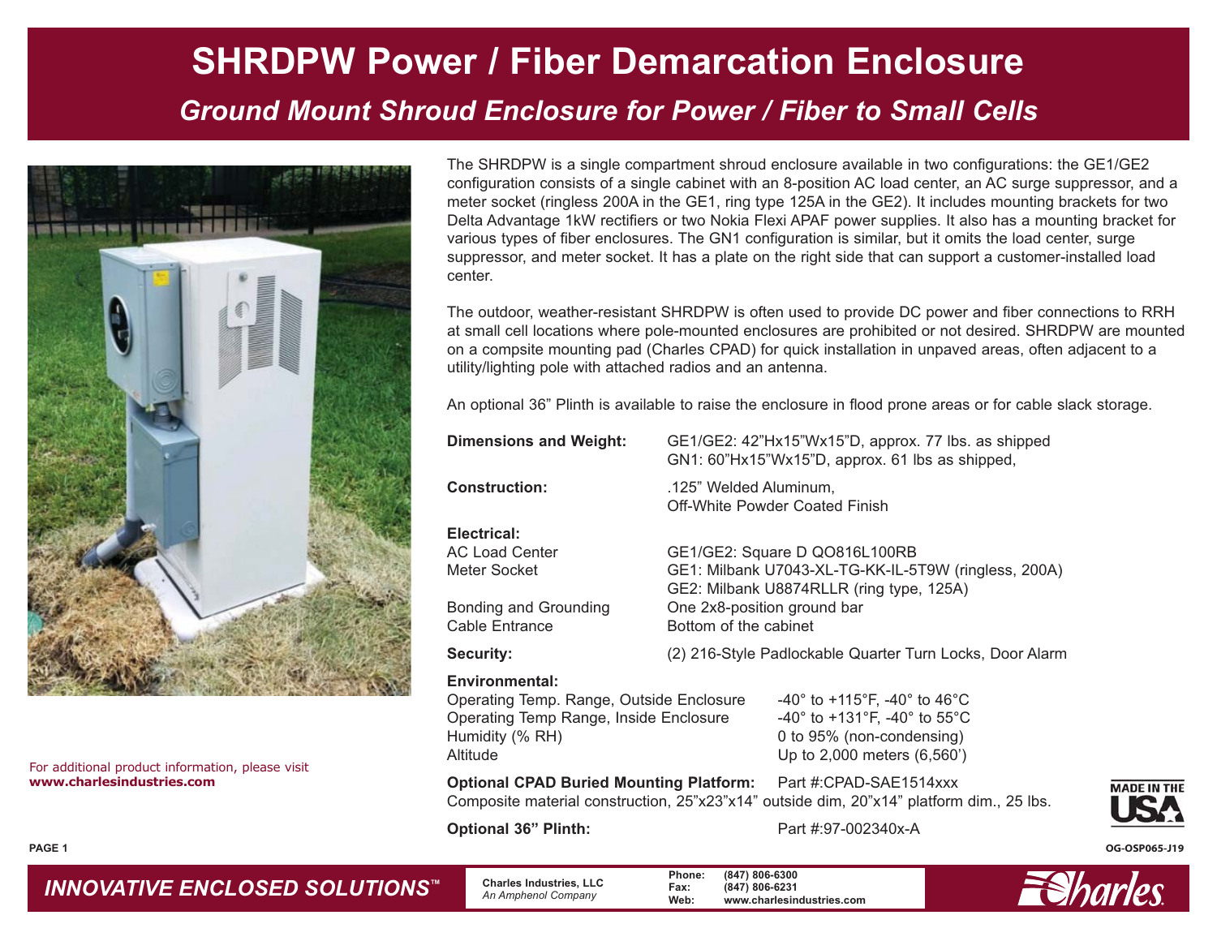# SHRDPW Power / Fiber Demarcation Enclosure

## *Ground Mount Shroud Enclosure for Power / Fiber to Small Cells*

The SHRDPW is a single compartment shroud enclosure available in two configurations: the GE1/GE2 configuration consists of a single cabinet with an 8-position AC load center, an AC surge suppressor, and a meter socket (ringless 200A in the GE1, ring type 125A in the GE2). It includes mounting brackets for two Delta Advantage 1kW rectifiers or two Nokia Flexi APAF power supplies. It also has a mounting bracket for various types of fiber enclosures. The GN1 configuration is similar, but it omits the load center, surge suppressor, and meter socket. It has a plate on the right side that can support a customer-installed load center.

The outdoor, weather-resistant SHRDPW is often used to provide DC power and fiber connections to RRH at small cell locations where pole-mounted enclosures are prohibited or not desired. SHRDPW are mounted on a compsite mounting pad (Charles CPAD) for quick installation in unpaved areas, often adjacent to a utility/lighting pole with attached radios and an antenna.

An optional 36" Plinth is available to raise the enclosure in flood prone areas or for cable slack storage.

**Dimensions and Weight:** GE1/GE2: 42"Hx15"Wx15"D, approx. 77 lbs. as shipped
GN1: 60"Hx15"Wx15"D, approx. 61 lbs as shipped,

**Construction:** .125" Welded Aluminum,
Off-White Powder Coated Finish

**Electrical:**

| | |
|---|---|
| AC Load Center | GE1/GE2: Square D QO816L100RB |
| Meter Socket | GE1: Milbank U7043-XL-TG-KK-IL-5T9W (ringless, 200A)<br>GE2: Milbank U8874RLLR (ring type, 125A) |
| Bonding and Grounding | One 2x8-position ground bar |
| Cable Entrance | Bottom of the cabinet |

**Security:** (2) 216-Style Padlockable Quarter Turn Locks, Door Alarm

**Environmental:**

| | |
|---|---|
| Operating Temp. Range, Outside Enclosure | -40° to +115°F, -40° to 46°C |
| Operating Temp Range, Inside Enclosure | -40° to +131°F, -40° to 55°C |
| Humidity (% RH) | 0 to 95% (non-condensing) |
| Altitude | Up to 2,000 meters (6,560') |

**Optional CPAD Buried Mounting Platform:** Part #:CPAD-SAE1514xxx
Composite material construction, 25"x23"x14" outside dim, 20"x14" platform dim., 25 lbs.

**Optional 36" Plinth:** Part #:97-002340x-A

For additional product information, please visit
**www.charlesindustries.com**

MADE IN THE USA

OG-OSP065-J19

*INNOVATIVE ENCLOSED SOLUTIONS™*

**Charles Industries, LLC**
*An Amphenol Company*

**Phone:** (847) 806-6300
**Fax:** (847) 806-6231
**Web:** www.charlesindustries.com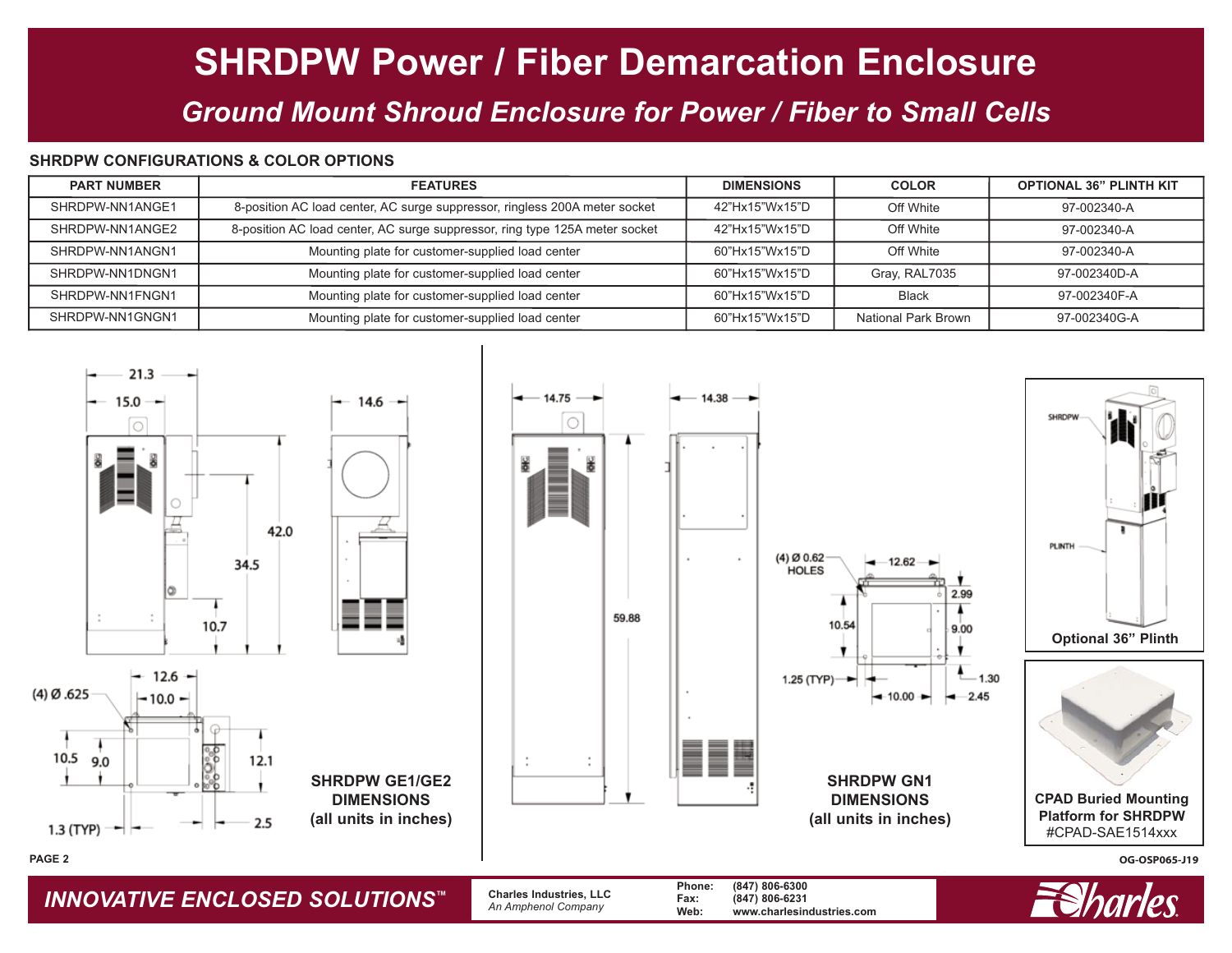# SHRDPW Power / Fiber Demarcation Enclosure

## *Ground Mount Shroud Enclosure for Power / Fiber to Small Cells*

### SHRDPW CONFIGURATIONS & COLOR OPTIONS

| PART NUMBER | FEATURES | DIMENSIONS | COLOR | OPTIONAL 36" PLINTH KIT |
|---|---|---|---|---|
| SHRDPW-NN1ANGE1 | 8-position AC load center, AC surge suppressor, ringless 200A meter socket | 42"Hx15"Wx15"D | Off White | 97-002340-A |
| SHRDPW-NN1ANGE2 | 8-position AC load center, AC surge suppressor, ring type 125A meter socket | 42"Hx15"Wx15"D | Off White | 97-002340-A |
| SHRDPW-NN1ANGN1 | Mounting plate for customer-supplied load center | 60"Hx15"Wx15"D | Off White | 97-002340-A |
| SHRDPW-NN1DNGN1 | Mounting plate for customer-supplied load center | 60"Hx15"Wx15"D | Gray, RAL7035 | 97-002340D-A |
| SHRDPW-NN1FNGN1 | Mounting plate for customer-supplied load center | 60"Hx15"Wx15"D | Black | 97-002340F-A |
| SHRDPW-NN1GNGN1 | Mounting plate for customer-supplied load center | 60"Hx15"Wx15"D | National Park Brown | 97-002340G-A |

21.3
15.0
14.6
42.0
34.5
10.7
12.6
10.0
(4) Ø .625
10.5
9.0
12.1
1.3 (TYP)
2.5

**SHRDPW GE1/GE2 DIMENSIONS (all units in inches)**

14.75
14.38
59.88
(4) Ø 0.62 HOLES
12.62
2.99
10.54
9.00
1.25 (TYP)
1.30
10.00
2.45

**SHRDPW GN1 DIMENSIONS (all units in inches)**

SHRDPW
PLINTH

**Optional 36" Plinth**

**CPAD Buried Mounting Platform for SHRDPW**
#CPAD-SAE1514xxx

OG-OSP065-J19

*INNOVATIVE ENCLOSED SOLUTIONS™*

**Charles Industries, LLC**
*An Amphenol Company*

**Phone:** (847) 806-6300
**Fax:** (847) 806-6231
**Web:** www.charlesindustries.com